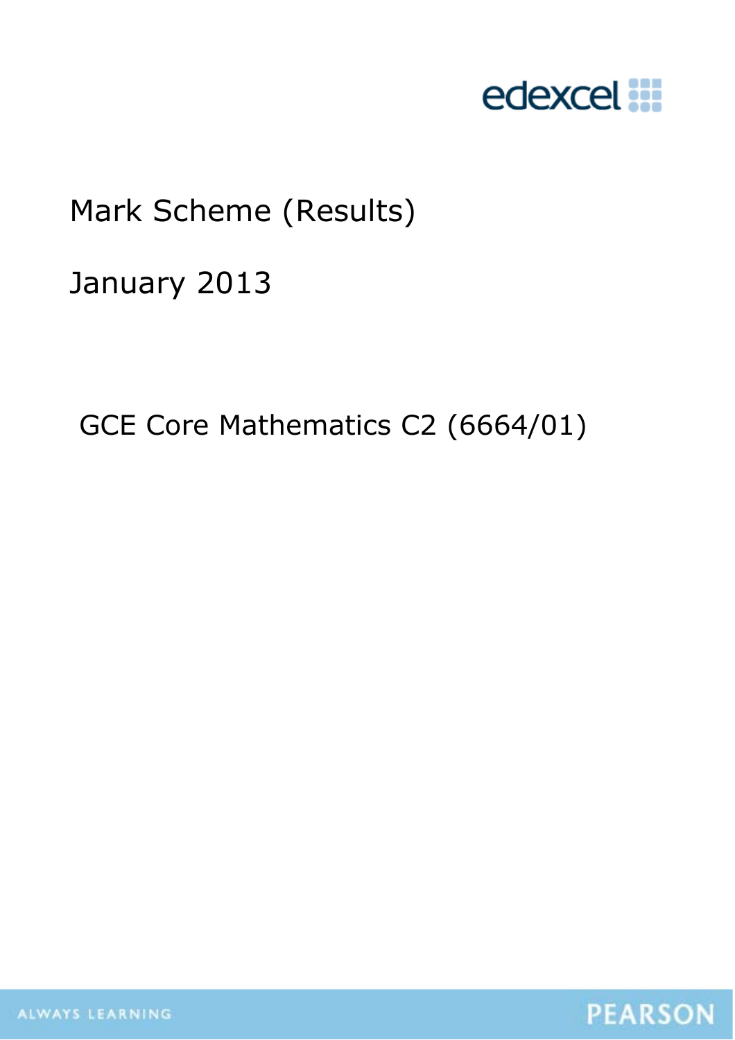edexcel

Mark Scheme (Results)

January 2013

GCE Core Mathematics C2 (6664/01)

ALWAYS LEARNING

PEARSON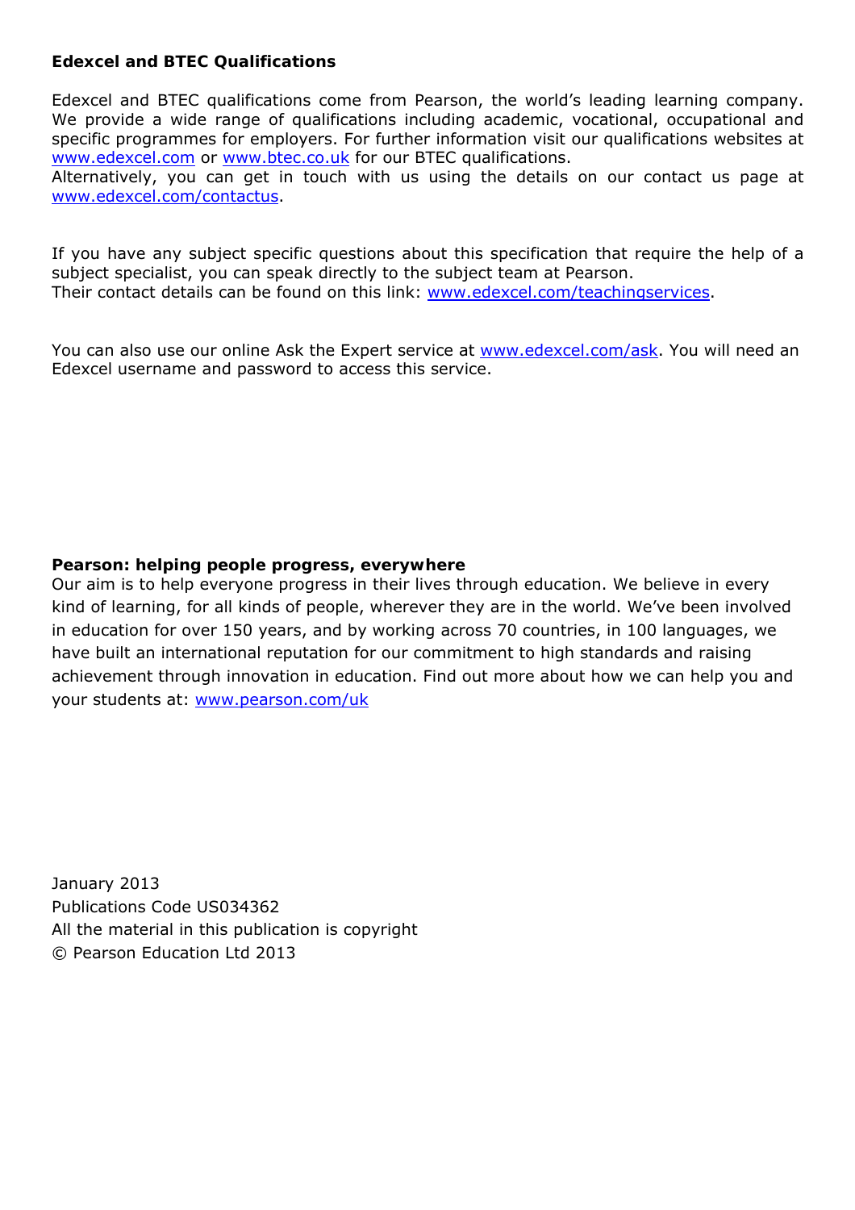**Edexcel and BTEC Qualifications**

Edexcel and BTEC qualifications come from Pearson, the world's leading learning company. We provide a wide range of qualifications including academic, vocational, occupational and specific programmes for employers. For further information visit our qualifications websites at www.edexcel.com or www.btec.co.uk for our BTEC qualifications.
Alternatively, you can get in touch with us using the details on our contact us page at www.edexcel.com/contactus.

If you have any subject specific questions about this specification that require the help of a subject specialist, you can speak directly to the subject team at Pearson.
Their contact details can be found on this link: www.edexcel.com/teachingservices.

You can also use our online Ask the Expert service at www.edexcel.com/ask. You will need an Edexcel username and password to access this service.

**Pearson: helping people progress, everywhere**
Our aim is to help everyone progress in their lives through education. We believe in every kind of learning, for all kinds of people, wherever they are in the world. We've been involved in education for over 150 years, and by working across 70 countries, in 100 languages, we have built an international reputation for our commitment to high standards and raising achievement through innovation in education. Find out more about how we can help you and your students at: www.pearson.com/uk

January 2013
Publications Code US034362
All the material in this publication is copyright
© Pearson Education Ltd 2013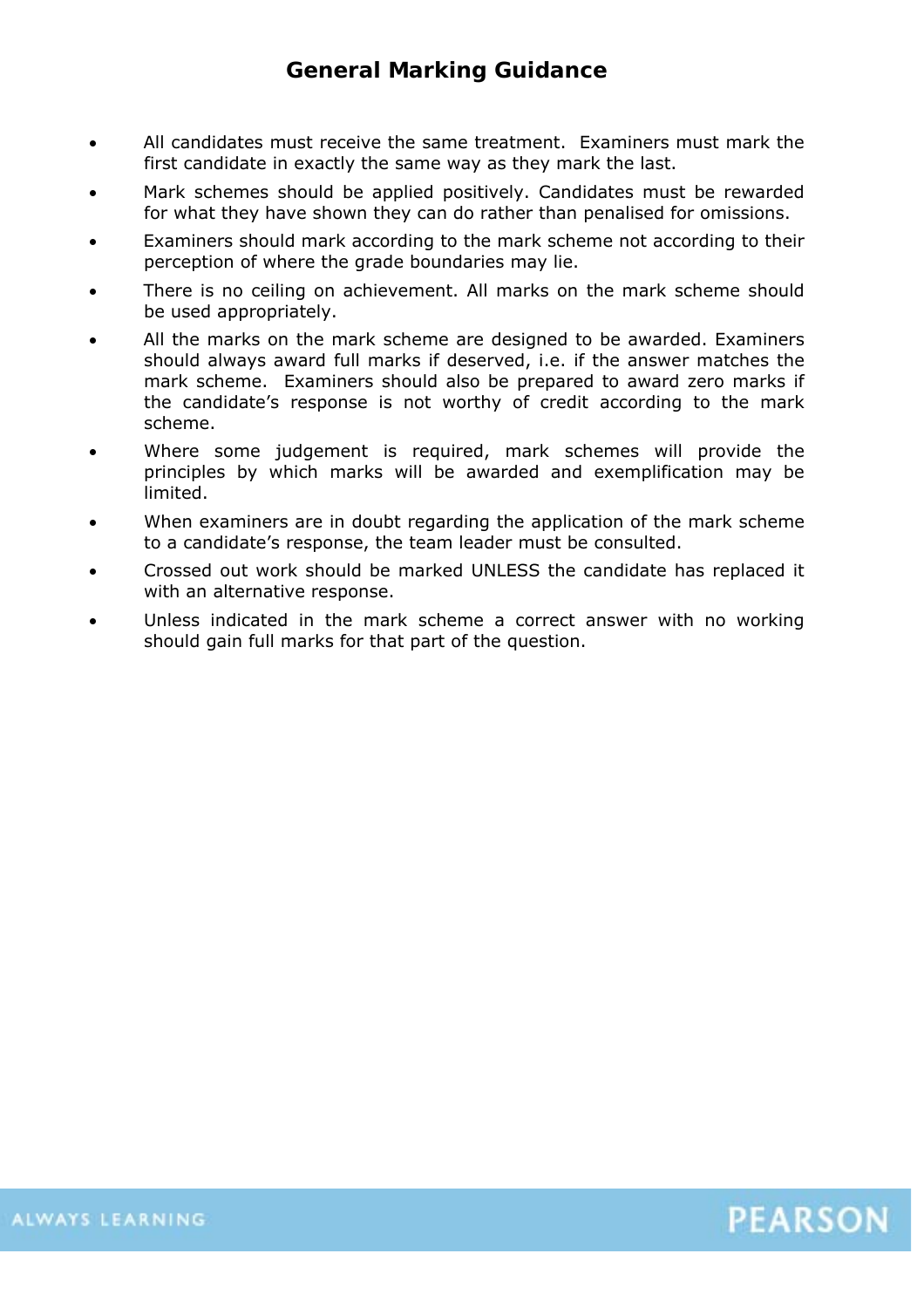# General Marking Guidance

- All candidates must receive the same treatment. Examiners must mark the first candidate in exactly the same way as they mark the last.
- Mark schemes should be applied positively. Candidates must be rewarded for what they have shown they can do rather than penalised for omissions.
- Examiners should mark according to the mark scheme not according to their perception of where the grade boundaries may lie.
- There is no ceiling on achievement. All marks on the mark scheme should be used appropriately.
- All the marks on the mark scheme are designed to be awarded. Examiners should always award full marks if deserved, i.e. if the answer matches the mark scheme. Examiners should also be prepared to award zero marks if the candidate's response is not worthy of credit according to the mark scheme.
- Where some judgement is required, mark schemes will provide the principles by which marks will be awarded and exemplification may be limited.
- When examiners are in doubt regarding the application of the mark scheme to a candidate's response, the team leader must be consulted.
- Crossed out work should be marked UNLESS the candidate has replaced it with an alternative response.
- Unless indicated in the mark scheme a correct answer with no working should gain full marks for that part of the question.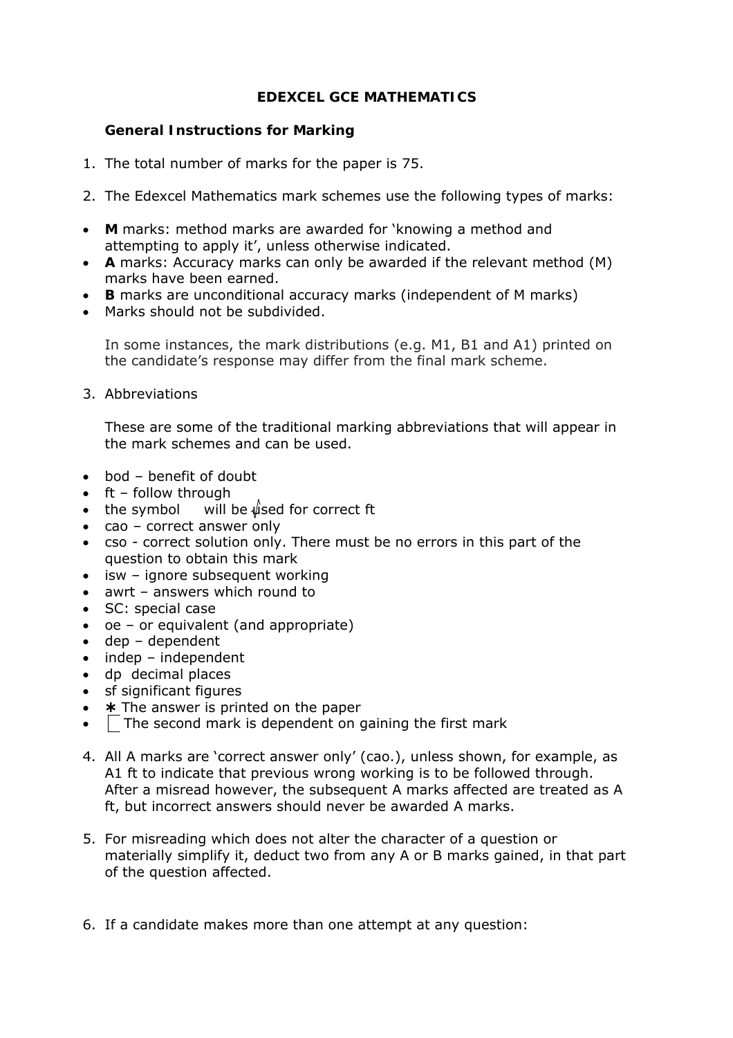**EDEXCEL GCE MATHEMATICS**

**General Instructions for Marking**

1. The total number of marks for the paper is 75.

2. The Edexcel Mathematics mark schemes use the following types of marks:

- **M** marks: method marks are awarded for 'knowing a method and attempting to apply it', unless otherwise indicated.
- **A** marks: Accuracy marks can only be awarded if the relevant method (M) marks have been earned.
- **B** marks are unconditional accuracy marks (independent of M marks)
- Marks should not be subdivided.

   In some instances, the mark distributions (e.g. M1, B1 and A1) printed on the candidate's response may differ from the final mark scheme.

3. Abbreviations

   These are some of the traditional marking abbreviations that will appear in the mark schemes and can be used.

- bod – benefit of doubt
- ft – follow through
- the symbol √ will be used for correct ft
- cao – correct answer only
- cso - correct solution only. There must be no errors in this part of the question to obtain this mark
- isw – ignore subsequent working
- awrt – answers which round to
- SC: special case
- oe – or equivalent (and appropriate)
- dep – dependent
- indep – independent
- dp decimal places
- sf significant figures
- * The answer is printed on the paper
- ⌈ The second mark is dependent on gaining the first mark

4. All A marks are 'correct answer only' (cao.), unless shown, for example, as A1 ft to indicate that previous wrong working is to be followed through. After a misread however, the subsequent A marks affected are treated as A ft, but incorrect answers should never be awarded A marks.

5. For misreading which does not alter the character of a question or materially simplify it, deduct two from any A or B marks gained, in that part of the question affected.

6. If a candidate makes more than one attempt at any question: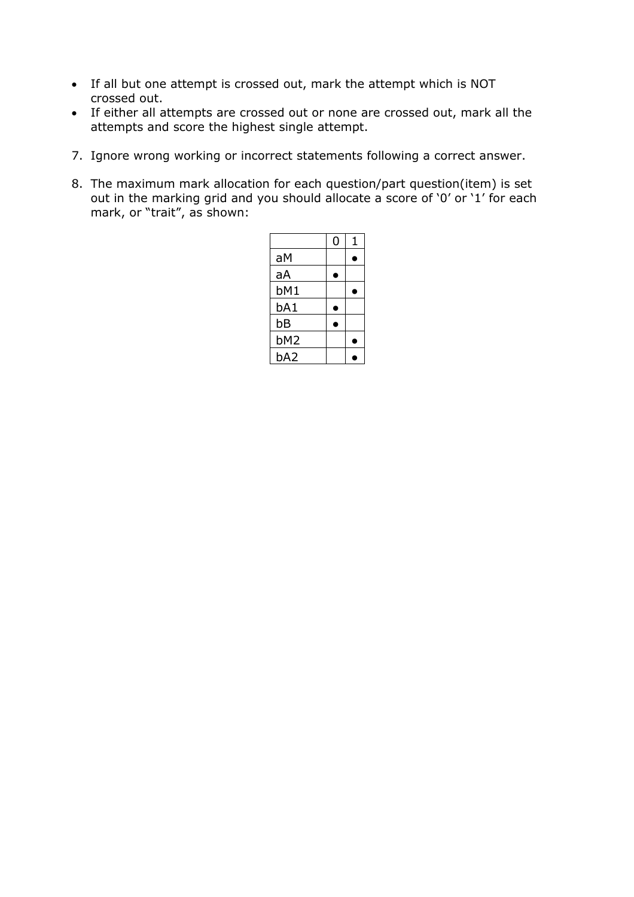- If all but one attempt is crossed out, mark the attempt which is NOT crossed out.
- If either all attempts are crossed out or none are crossed out, mark all the attempts and score the highest single attempt.

7. Ignore wrong working or incorrect statements following a correct answer.

8. The maximum mark allocation for each question/part question(item) is set out in the marking grid and you should allocate a score of '0' or '1' for each mark, or "trait", as shown:

| | 0 | 1 |
|---|---|---|
| aM | | ● |
| aA | ● | |
| bM1 | | ● |
| bA1 | ● | |
| bB | ● | |
| bM2 | | ● |
| bA2 | | ● |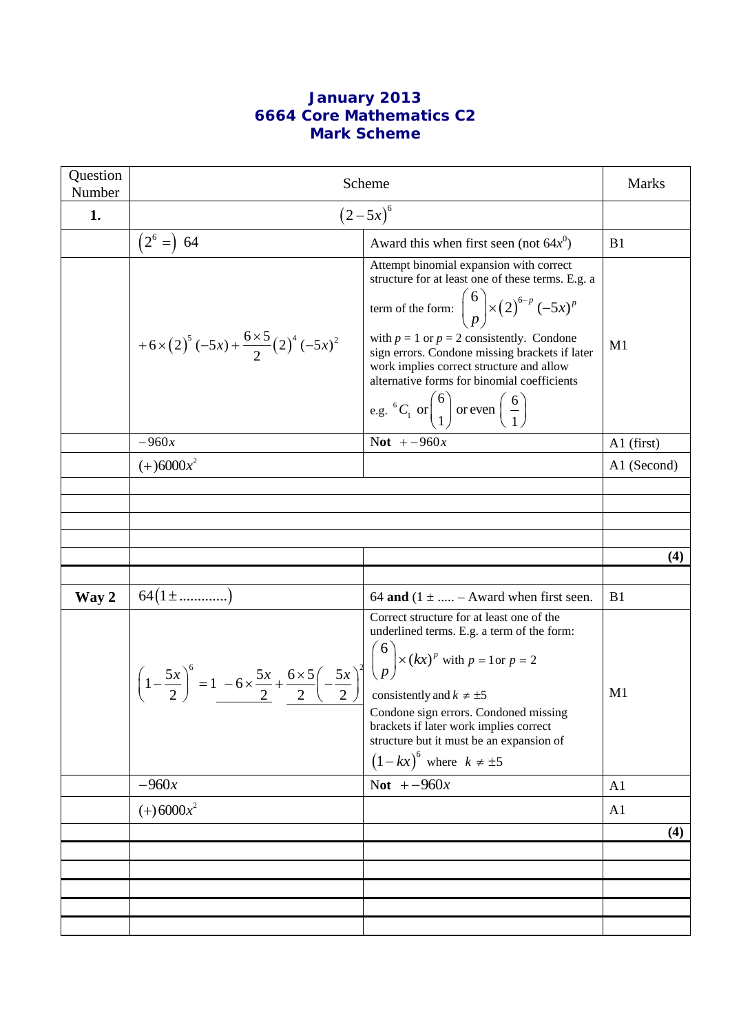# January 2013
## 6664 Core Mathematics C2
## Mark Scheme

| Question Number | Scheme | | Marks |
|---|---|---|---|
| **1.** | $(2-5x)^6$ | | |
| | $(2^6 =)\ 64$ | Award this when first seen (not $64x^0$) | B1 |
| | $+6\times(2)^5(-5x)+\frac{6\times5}{2}(2)^4(-5x)^2$ | Attempt binomial expansion with correct structure for at least one of these terms. E.g. a term of the form: $\binom{6}{p}\times(2)^{6-p}(-5x)^p$ with $p$ = 1 or $p$ = 2 consistently. Condone sign errors. Condone missing brackets if later work implies correct structure and allow alternative forms for binomial coefficients e.g. ${}^6C_1$ or $\binom{6}{1}$ or even $\left(\frac{6}{1}\right)$ | M1 |
| | $-960x$ | **Not** $+-960x$ | A1 (first) |
| | $(+)6000x^2$ | | A1 (Second) |
| | | | **(4)** |
| **Way 2** | $64(1\pm\ldots\ldots\ldots\ldots)$ | 64 **and** $(1\pm\ldots\ldots$ – Award when first seen. | B1 |
| | $\left(1-\frac{5x}{2}\right)^6=1\ \underline{-6\times\frac{5x}{2}}+\underline{\frac{6\times5}{2}\left(-\frac{5x}{2}\right)^2}$ | Correct structure for at least one of the underlined terms. E.g. a term of the form: $\binom{6}{p}\times(kx)^p$ with $p=1$ or $p=2$ consistently and $k\neq\pm5$. Condone sign errors. Condoned missing brackets if later work implies correct structure but it must be an expansion of $(1-kx)^6$ where $k\neq\pm5$ | M1 |
| | $-960x$ | **Not** $+-960x$ | A1 |
| | $(+)6000x^2$ | | A1 |
| | | | **(4)** |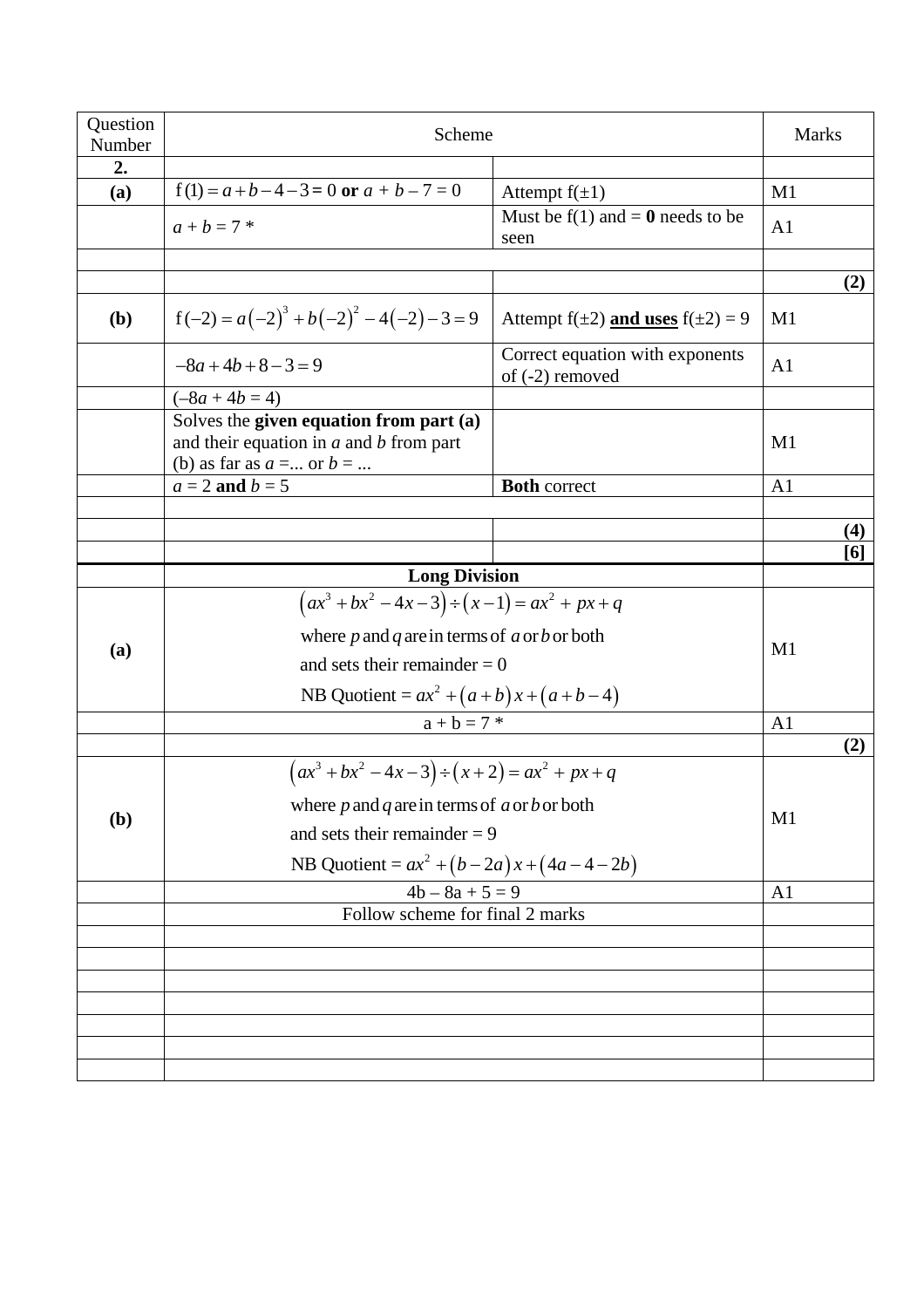| Question Number | Scheme | | Marks |
|---|---|---|---|
| **2.** | | | |
| **(a)** | $f(1) = a + b - 4 - 3 = 0$ **or** $a + b - 7 = 0$ | Attempt $f(\pm 1)$ | M1 |
| | $a + b = 7$ * | Must be f(1) and = **0** needs to be seen | A1 |
| | | | |
| | | | **(2)** |
| **(b)** | $f(-2) = a(-2)^3 + b(-2)^2 - 4(-2) - 3 = 9$ | Attempt $f(\pm 2)$ **and uses** $f(\pm 2) = 9$ | M1 |
| | $-8a + 4b + 8 - 3 = 9$ | Correct equation with exponents of (-2) removed | A1 |
| | $(-8a + 4b = 4)$ | | |
| | Solves the **given equation from part (a)** and their equation in $a$ and $b$ from part (b) as far as $a = ...$ or $b = ...$ | | M1 |
| | $a = 2$ **and** $b = 5$ | **Both** correct | A1 |
| | | | |
| | | | **(4)** |
| | | | **[6]** |
| | **Long Division** | | |
| **(a)** | $(ax^3 + bx^2 - 4x - 3) \div (x - 1) = ax^2 + px + q$ where $p$ and $q$ are in terms of $a$ or $b$ or both and sets their remainder = 0 NB Quotient = $ax^2 + (a + b)x + (a + b - 4)$ | | M1 |
| | $a + b = 7$ * | | A1 |
| | | | **(2)** |
| **(b)** | $(ax^3 + bx^2 - 4x - 3) \div (x + 2) = ax^2 + px + q$ where $p$ and $q$ are in terms of $a$ or $b$ or both and sets their remainder = 9 NB Quotient = $ax^2 + (b - 2a)x + (4a - 4 - 2b)$ | | M1 |
| | $4b - 8a + 5 = 9$ | | A1 |
| | Follow scheme for final 2 marks | | |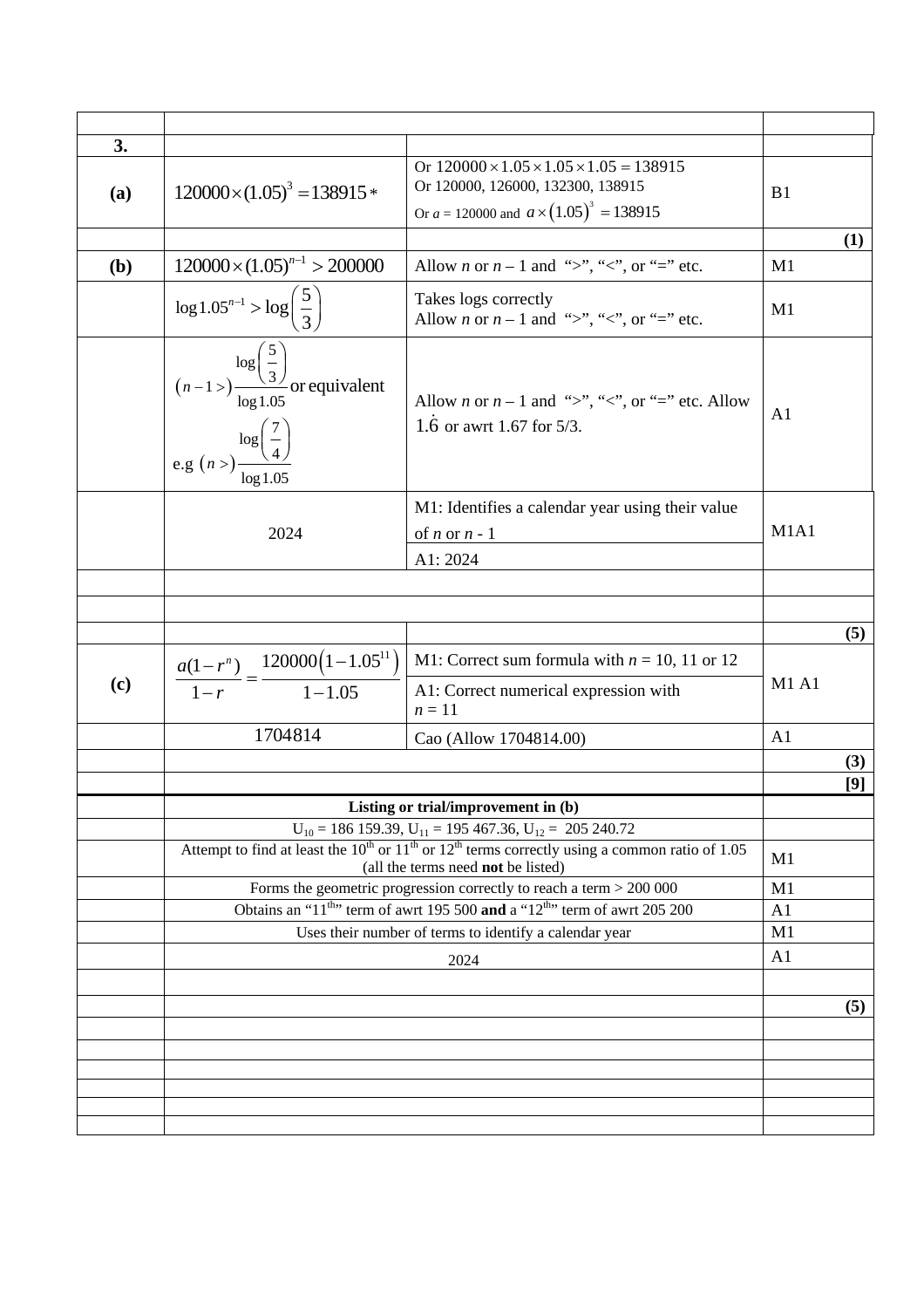| | | | |
|---|---|---|---|
| **3.** | | | |
| **(a)** | $120000\times(1.05)^3 = 138915*$ | Or $120000\times1.05\times1.05\times1.05 = 138915$<br>Or 120000, 126000, 132300, 138915<br>Or $a$ = 120000 and $a\times(1.05)^3 = 138915$ | B1 |
| | | | **(1)** |
| **(b)** | $120000\times(1.05)^{n-1} > 200000$ | Allow $n$ or $n$ – 1 and ">", "<", or "=" etc. | M1 |
| | $\log 1.05^{n-1} > \log\left(\frac{5}{3}\right)$ | Takes logs correctly<br>Allow $n$ or $n$ – 1 and ">", "<", or "=" etc. | M1 |
| | $(n-1>)\frac{\log\left(\frac{5}{3}\right)}{\log 1.05}$ or equivalent<br>e.g $(n>)\frac{\log\left(\frac{7}{4}\right)}{\log 1.05}$ | Allow $n$ or $n$ – 1 and ">", "<", or "=" etc. Allow $1.\dot{6}$ or awrt 1.67 for 5/3. | A1 |
| | 2024 | M1: Identifies a calendar year using their value of $n$ or $n$ - 1<br>A1: 2024 | M1A1 |
| | | | |
| | | | |
| | | | **(5)** |
| **(c)** | $\frac{a(1-r^n)}{1-r} = \frac{120000\left(1-1.05^{11}\right)}{1-1.05}$ | M1: Correct sum formula with $n$ = 10, 11 or 12<br>A1: Correct numerical expression with $n$ = 11 | M1 A1 |
| | 1704814 | Cao (Allow 1704814.00) | A1 |
| | | | **(3)** |
| | | | **[9]** |

| | | |
|---|---|---|
| | **Listing or trial/improvement in (b)** | |
| | $U_{10}$ = 186 159.39, $U_{11}$ = 195 467.36, $U_{12}$ = 205 240.72 | |
| | Attempt to find at least the 10th or 11th or 12th terms correctly using a common ratio of 1.05 (all the terms need **not** be listed) | M1 |
| | Forms the geometric progression correctly to reach a term > 200 000 | M1 |
| | Obtains an "11th" term of awrt 195 500 **and** a "12th" term of awrt 205 200 | A1 |
| | Uses their number of terms to identify a calendar year | M1 |
| | 2024 | A1 |
| | | |
| | | **(5)** |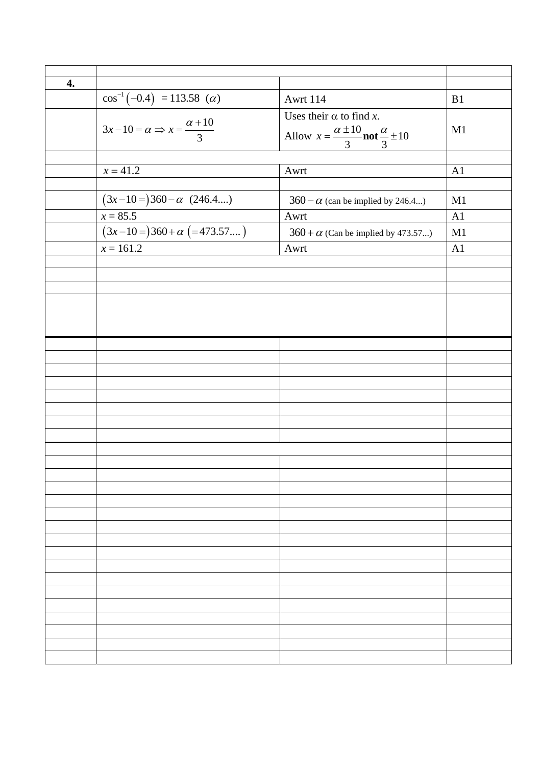| | | | |
|---|---|---|---|
| **4.** | | | |
| | $\cos^{-1}(-0.4) = 113.58\ (\alpha)$ | Awrt 114 | B1 |
| | $3x-10=\alpha \Rightarrow x=\dfrac{\alpha+10}{3}$ | Uses their α to find $x$. Allow $x=\dfrac{\alpha \pm 10}{3}$ **not** $\dfrac{\alpha}{3} \pm 10$ | M1 |
| | | | |
| | $x = 41.2$ | Awrt | A1 |
| | | | |
| | $(3x-10=)360-\alpha\ \ (246.4....)$ | $360-\alpha$ (can be implied by 246.4...) | M1 |
| | $x = 85.5$ | Awrt | A1 |
| | $(3x-10=)360+\alpha\ (=473.57....)$ | $360+\alpha$ (Can be implied by 473.57...) | M1 |
| | $x = 161.2$ | Awrt | A1 |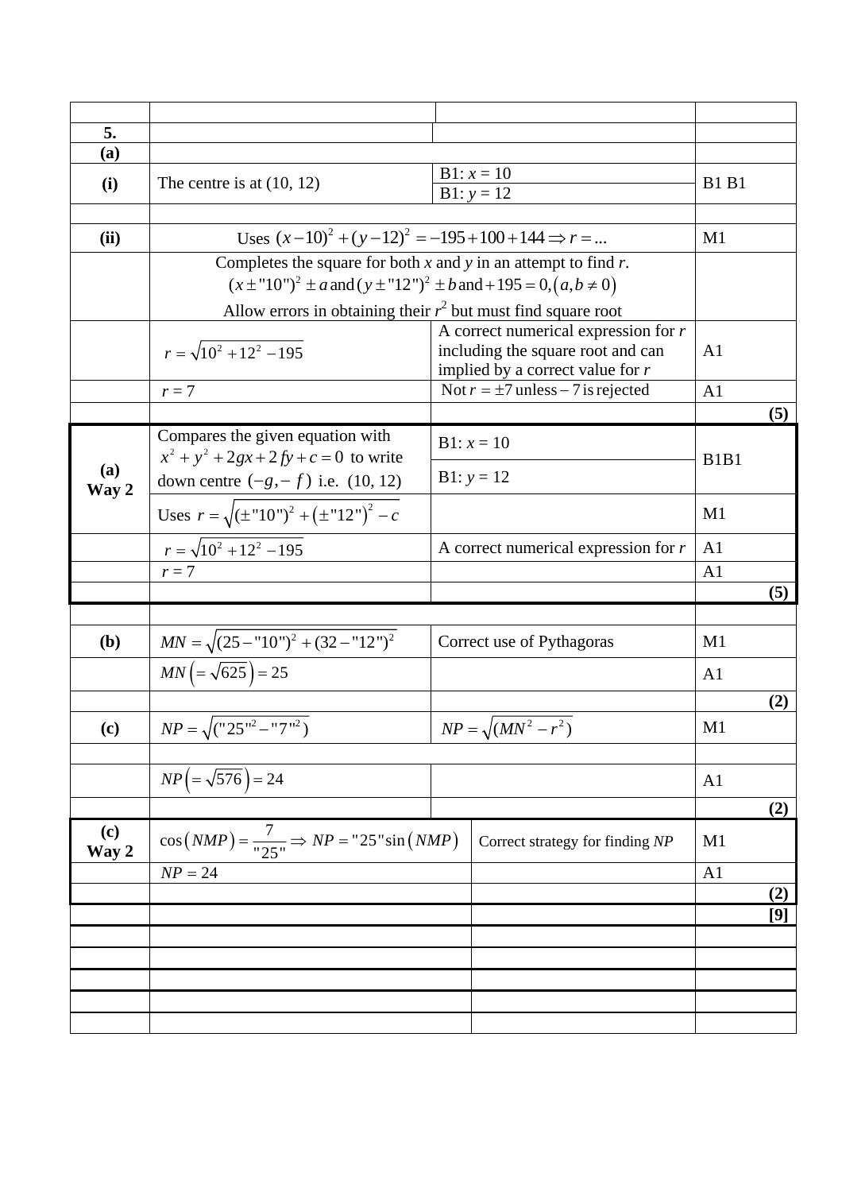| Question | Scheme | | Marks |
|---|---|---|---|
| | | | |
| **5.** | | | |
| **(a)** | | | |
| **(i)** | The centre is at (10, 12) | B1: $x = 10$ <br> B1: $y = 12$ | B1 B1 |
| | | | |
| **(ii)** | Uses $(x-10)^2 + (y-12)^2 = -195 + 100 + 144 \Rightarrow r = ...$ | | M1 |
| | Completes the square for both $x$ and $y$ in an attempt to find $r$. $(x \pm "10")^2 \pm a$ and $(y \pm "12")^2 \pm b$ and $+195 = 0, (a, b \neq 0)$ Allow errors in obtaining their $r^2$ but must find square root | | |
| | $r = \sqrt{10^2 + 12^2 - 195}$ | A correct numerical expression for $r$ including the square root and can implied by a correct value for $r$ | A1 |
| | $r = 7$ | Not $r = \pm 7$ unless $-7$ is rejected | A1 |
| | | | **(5)** |
| **(a) Way 2** | Compares the given equation with $x^2 + y^2 + 2gx + 2fy + c = 0$ to write down centre $(-g, -f)$ i.e. (10, 12) | B1: $x = 10$ <br> B1: $y = 12$ | B1B1 |
| | Uses $r = \sqrt{(\pm "10")^2 + (\pm "12")^2 - c}$ | | M1 |
| | $r = \sqrt{10^2 + 12^2 - 195}$ | A correct numerical expression for $r$ | A1 |
| | $r = 7$ | | A1 |
| | | | **(5)** |
| | | | |
| **(b)** | $MN = \sqrt{(25 - "10")^2 + (32 - "12")^2}$ | Correct use of Pythagoras | M1 |
| | $MN \left(= \sqrt{625}\right) = 25$ | | A1 |
| | | | **(2)** |
| **(c)** | $NP = \sqrt{("25"^2 - "7"^2)}$ | $NP = \sqrt{(MN^2 - r^2)}$ | M1 |
| | | | |
| | $NP \left(= \sqrt{576}\right) = 24$ | | A1 |
| | | | **(2)** |
| **(c) Way 2** | $\cos(NMP) = \dfrac{7}{"25"} \Rightarrow NP = "25" \sin(NMP)$ | Correct strategy for finding $NP$ | M1 |
| | $NP = 24$ | | A1 |
| | | | **(2)** |
| | | | **[9]** |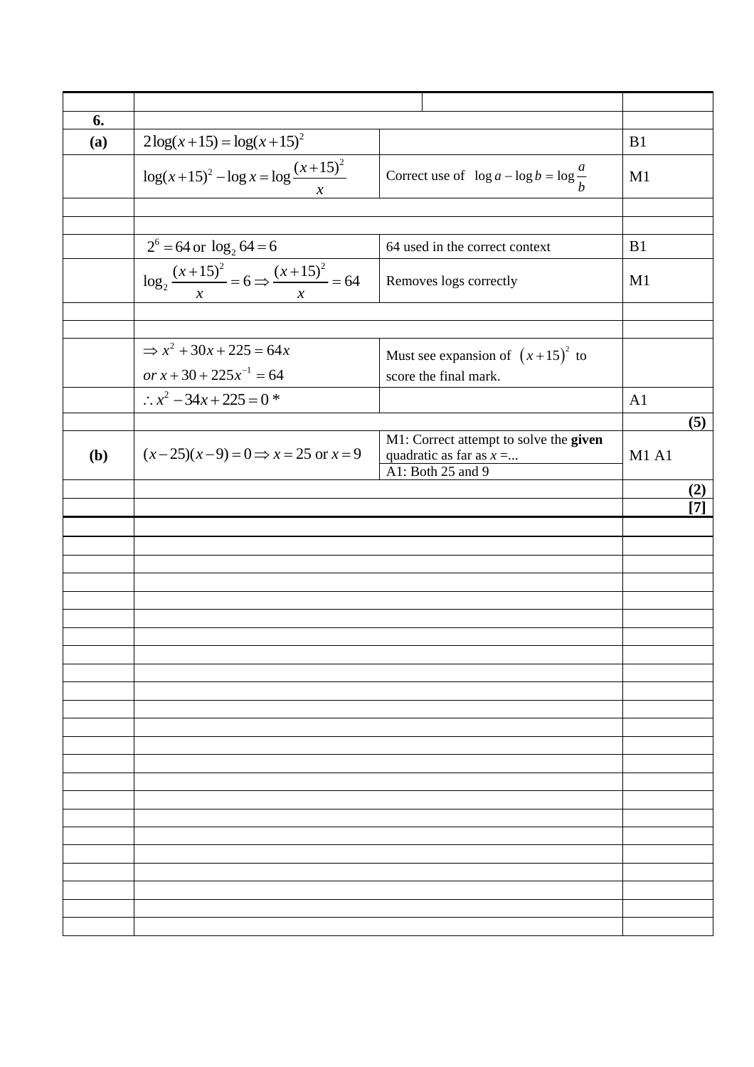| | | | |
|---|---|---|---|
| **6.** | | | |
| **(a)** | $2\log(x+15) = \log(x+15)^2$ | | B1 |
| | $\log(x+15)^2 - \log x = \log\dfrac{(x+15)^2}{x}$ | Correct use of $\log a - \log b = \log\dfrac{a}{b}$ | M1 |
| | $2^6 = 64$ or $\log_2 64 = 6$ | 64 used in the correct context | B1 |
| | $\log_2 \dfrac{(x+15)^2}{x} = 6 \Rightarrow \dfrac{(x+15)^2}{x} = 64$ | Removes logs correctly | M1 |
| | $\Rightarrow x^2 + 30x + 225 = 64x$ <br> $or\ x + 30 + 225x^{-1} = 64$ | Must see expansion of $(x+15)^2$ to score the final mark. | |
| | $\therefore x^2 - 34x + 225 = 0$ * | | A1 |
| | | | **(5)** |
| **(b)** | $(x-25)(x-9) = 0 \Rightarrow x = 25$ or $x = 9$ | M1: Correct attempt to solve the **given** quadratic as far as $x = ...$ <br> A1: Both 25 and 9 | M1 A1 |
| | | | **(2)** |
| | | | **[7]** |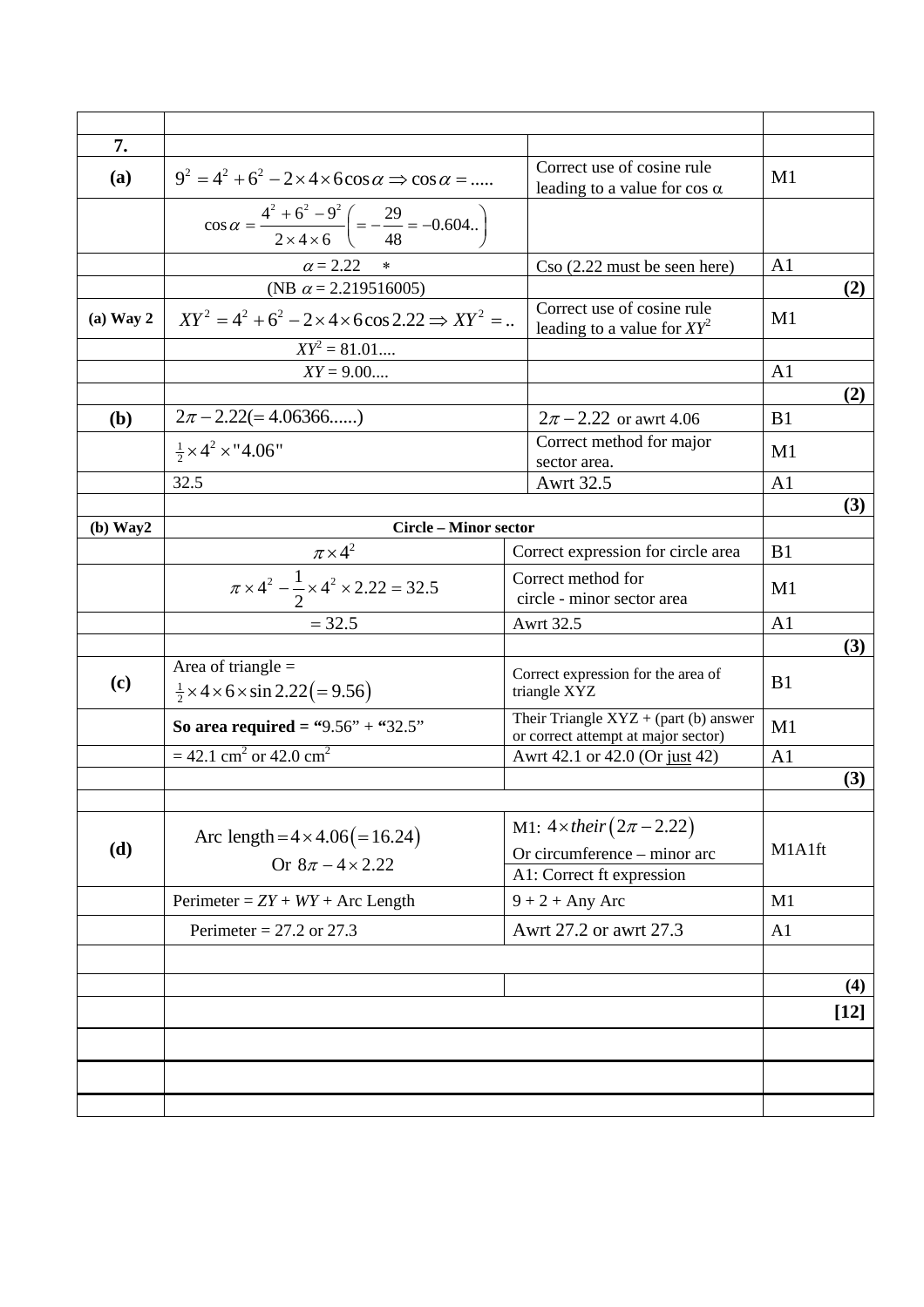| | | | |
|---|---|---|---|
| **7.** | | | |
| **(a)** | $9^2 = 4^2 + 6^2 - 2\times4\times6\cos\alpha \Rightarrow \cos\alpha = .....$ | Correct use of cosine rule leading to a value for cos α | M1 |
| | $\cos\alpha = \dfrac{4^2+6^2-9^2}{2\times4\times6}\left(=-\dfrac{29}{48}=-0.604..\right)$ | | |
| | $\alpha = 2.22$ * | Cso (2.22 must be seen here) | A1 |
| | (NB $\alpha = 2.219516005$) | | **(2)** |
| **(a) Way 2** | $XY^2 = 4^2 + 6^2 - 2\times4\times6\cos 2.22 \Rightarrow XY^2 = ..$ | Correct use of cosine rule leading to a value for $XY^2$ | M1 |
| | $XY^2 = 81.01....$ | | |
| | $XY = 9.00....$ | | A1 |
| | | | **(2)** |
| **(b)** | $2\pi - 2.22 (= 4.06366......)$ | $2\pi - 2.22$ or awrt 4.06 | B1 |
| | $\frac{1}{2}\times4^2\times"4.06"$ | Correct method for major sector area. | M1 |
| | 32.5 | Awrt 32.5 | A1 |
| | | | **(3)** |
| **(b) Way2** | **Circle – Minor sector** | | |
| | $\pi\times4^2$ | Correct expression for circle area | B1 |
| | $\pi\times4^2 - \dfrac{1}{2}\times4^2\times2.22 = 32.5$ | Correct method for circle - minor sector area | M1 |
| | $= 32.5$ | Awrt 32.5 | A1 |
| | | | **(3)** |
| **(c)** | Area of triangle = $\frac{1}{2}\times4\times6\times\sin 2.22 (= 9.56)$ | Correct expression for the area of triangle XYZ | B1 |
| | **So area required = "**9.56" + **"**32.5" | Their Triangle XYZ + (part (b) answer or correct attempt at major sector) | M1 |
| | = 42.1 cm$^2$ or 42.0 cm$^2$ | Awrt 42.1 or 42.0 (Or just 42) | A1 |
| | | | **(3)** |
| | | | |
| **(d)** | Arc length $= 4\times4.06 (= 16.24)$ Or $8\pi - 4\times2.22$ | M1: $4\times their(2\pi - 2.22)$ Or circumference – minor arc; A1: Correct ft expression | M1A1ft |
| | Perimeter = $ZY$ + $WY$ + Arc Length | 9 + 2 + Any Arc | M1 |
| | Perimeter = 27.2 or 27.3 | Awrt 27.2 or awrt 27.3 | A1 |
| | | | **(4)** |
| | | | **[12]** |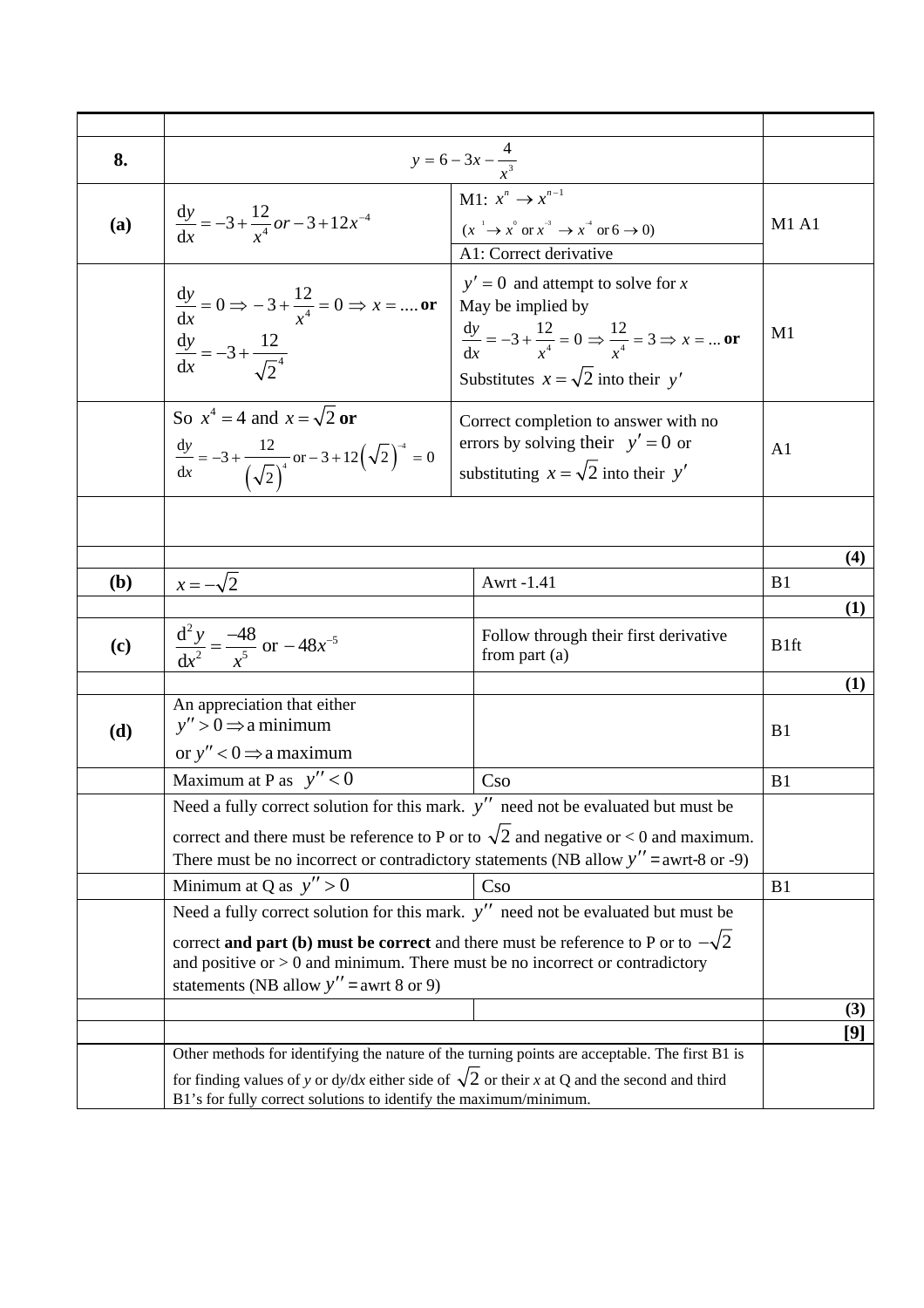| | | | |
|---|---|---|---|
| **8.** | $y = 6 - 3x - \dfrac{4}{x^3}$ | | |
| **(a)** | $\dfrac{dy}{dx} = -3 + \dfrac{12}{x^4}\; or -3 + 12x^{-4}$ | M1: $x^n \to x^{n-1}$ ($x^1 \to x^0$ or $x^{-3} \to x^{-4}$ or $6 \to 0$) A1: Correct derivative | M1 A1 |
| | $\dfrac{dy}{dx} = 0 \Rightarrow -3 + \dfrac{12}{x^4} = 0 \Rightarrow x = ....$ **or** $\dfrac{dy}{dx} = -3 + \dfrac{12}{\sqrt{2}^4}$ | $y' = 0$ and attempt to solve for $x$ May be implied by $\dfrac{dy}{dx} = -3 + \dfrac{12}{x^4} = 0 \Rightarrow \dfrac{12}{x^4} = 3 \Rightarrow x = ...$ **or** Substitutes $x = \sqrt{2}$ into their $y'$ | M1 |
| | So $x^4 = 4$ and $x = \sqrt{2}$ **or** $\dfrac{dy}{dx} = -3 + \dfrac{12}{\left(\sqrt{2}\right)^4}$ or $-3 + 12\left(\sqrt{2}\right)^{-4} = 0$ | Correct completion to answer with no errors by solving their $y' = 0$ or substituting $x = \sqrt{2}$ into their $y'$ | A1 |
| | | | |
| | | | **(4)** |
| **(b)** | $x = -\sqrt{2}$ | Awrt -1.41 | B1 |
| | | | **(1)** |
| **(c)** | $\dfrac{d^2y}{dx^2} = \dfrac{-48}{x^5}$ or $-48x^{-5}$ | Follow through their first derivative from part (a) | B1ft |
| | | | **(1)** |
| **(d)** | An appreciation that either $y'' > 0 \Rightarrow$ a minimum or $y'' < 0 \Rightarrow$ a maximum | | B1 |
| | Maximum at P as $y'' < 0$ | Cso | B1 |
| | Need a fully correct solution for this mark. $y''$ need not be evaluated but must be correct and there must be reference to P or to $\sqrt{2}$ and negative or < 0 and maximum. There must be no incorrect or contradictory statements (NB allow $y''$ = awrt-8 or -9) | | |
| | Minimum at Q as $y'' > 0$ | Cso | B1 |
| | Need a fully correct solution for this mark. $y''$ need not be evaluated but must be correct **and part (b) must be correct** and there must be reference to P or to $-\sqrt{2}$ and positive or > 0 and minimum. There must be no incorrect or contradictory statements (NB allow $y''$ = awrt 8 or 9) | | |
| | | | **(3)** |
| | | | **[9]** |
| | Other methods for identifying the nature of the turning points are acceptable. The first B1 is for finding values of $y$ or $dy/dx$ either side of $\sqrt{2}$ or their $x$ at Q and the second and third B1's for fully correct solutions to identify the maximum/minimum. | | |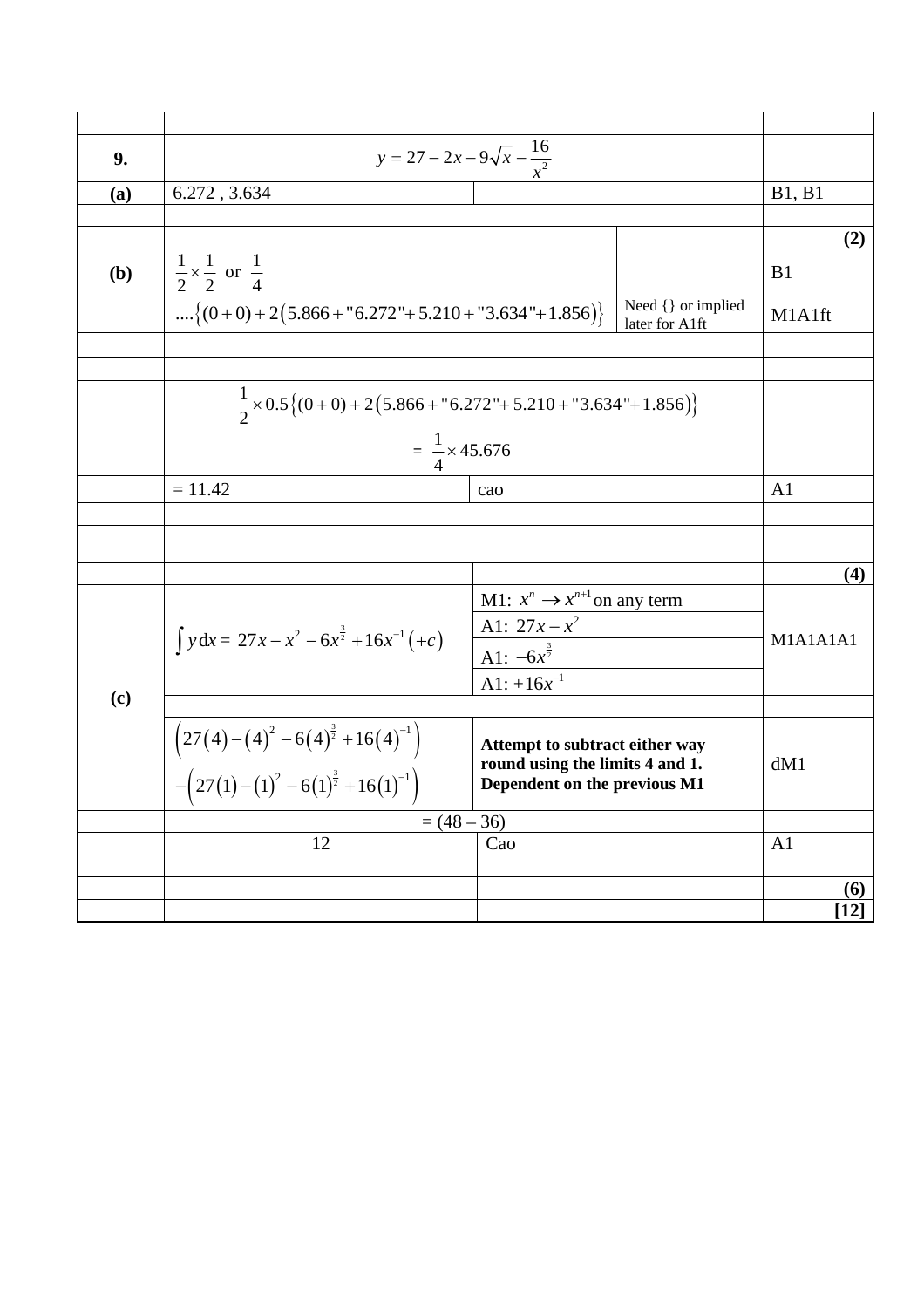| | | | | |
|---|---|---|---|---|
| **9.** | $y = 27 - 2x - 9\sqrt{x} - \dfrac{16}{x^2}$ | | | |
| **(a)** | 6.272 , 3.634 | | | B1, B1 |
| | | | | |
| | | | | **(2)** |
| **(b)** | $\dfrac{1}{2} \times \dfrac{1}{2}$ or $\dfrac{1}{4}$ | | | B1 |
| | $....\{(0+0)+2(5.866+"6.272"+5.210+"3.634"+1.856)\}$ | | Need {} or implied later for A1ft | M1A1ft |
| | | | | |
| | | | | |
| | $\dfrac{1}{2} \times 0.5\{(0+0)+2(5.866+"6.272"+5.210+"3.634"+1.856)\}$ <br> $= \dfrac{1}{4} \times 45.676$ | | | |
| | = 11.42 | cao | | A1 |
| | | | | |
| | | | | |
| | | | | **(4)** |
| **(c)** | $\int y\,dx = 27x - x^2 - 6x^{\frac{3}{2}} + 16x^{-1} (+c)$ | M1: $x^n \to x^{n+1}$ on any term <br> A1: $27x - x^2$ <br> A1: $-6x^{\frac{3}{2}}$ <br> A1: $+16x^{-1}$ | | M1A1A1A1 |
| | | | | |
| | $\left(27(4) - (4)^2 - 6(4)^{\frac{3}{2}} + 16(4)^{-1}\right)$ <br> $-\left(27(1) - (1)^2 - 6(1)^{\frac{3}{2}} + 16(1)^{-1}\right)$ | **Attempt to subtract either way round using the limits 4 and 1. Dependent on the previous M1** | | dM1 |
| | = (48 – 36) | | | |
| | 12 | Cao | | A1 |
| | | | | |
| | | | | **(6)** |
| | | | | **[12]** |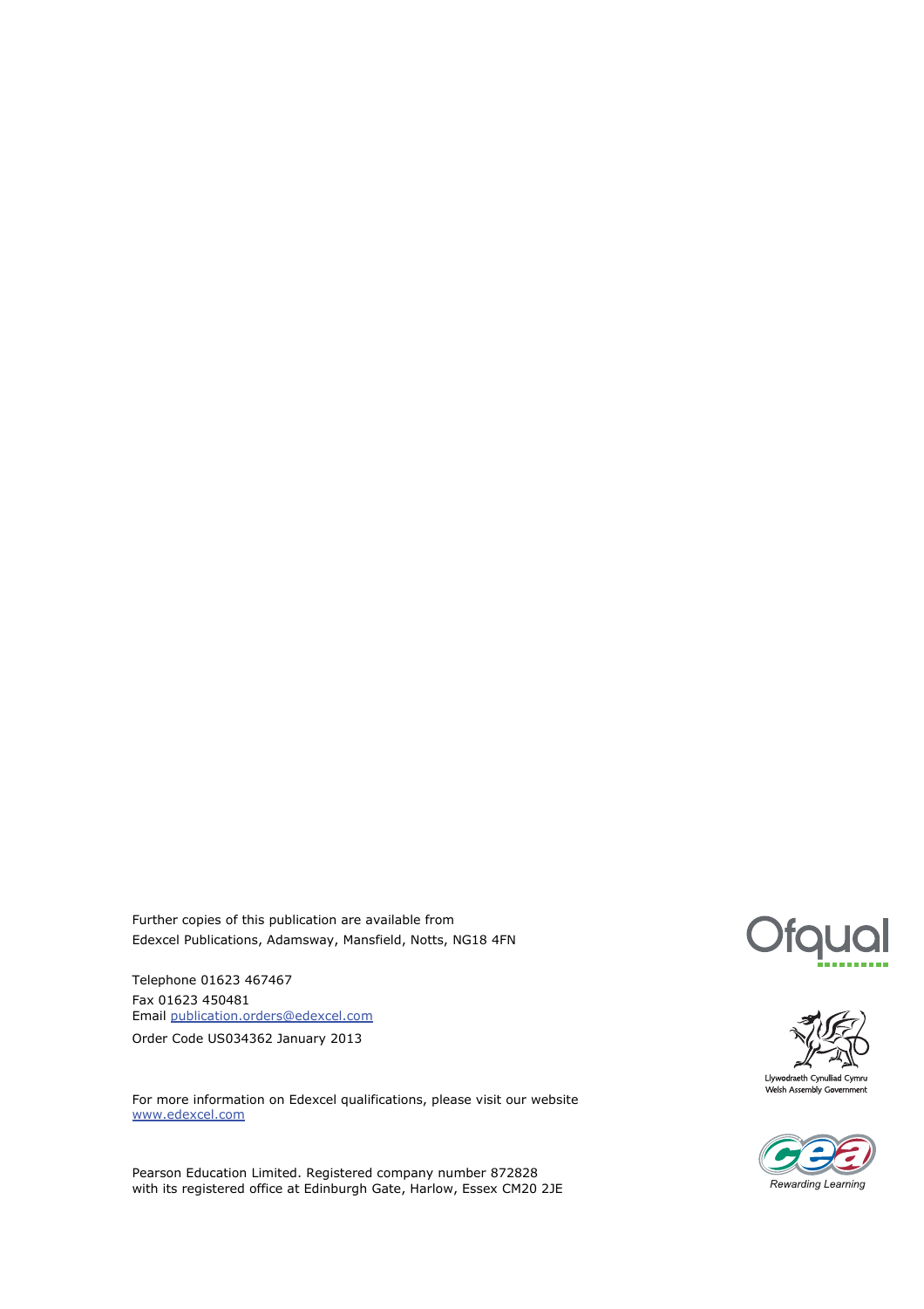Further copies of this publication are available from
Edexcel Publications, Adamsway, Mansfield, Notts, NG18 4FN

Telephone 01623 467467
Fax 01623 450481
Email publication.orders@edexcel.com

Order Code US034362 January 2013

For more information on Edexcel qualifications, please visit our website www.edexcel.com

Pearson Education Limited. Registered company number 872828
with its registered office at Edinburgh Gate, Harlow, Essex CM20 2JE

Ofqual

Llywodraeth Cynulliad Cymru
Welsh Assembly Government

Rewarding Learning